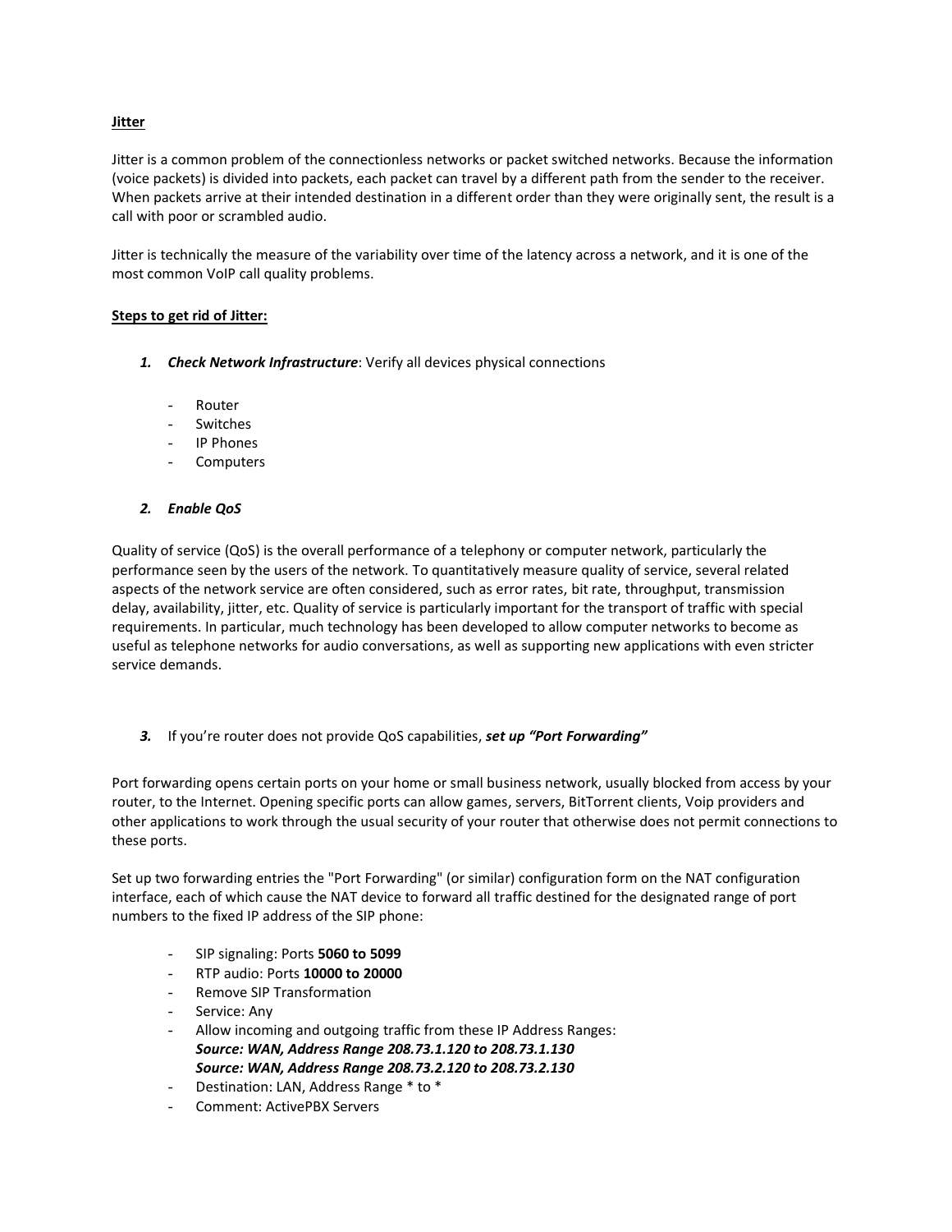**Jitter**

Jitter is a common problem of the connectionless networks or packet switched networks. Because the information (voice packets) is divided into packets, each packet can travel by a different path from the sender to the receiver. When packets arrive at their intended destination in a different order than they were originally sent, the result is a call with poor or scrambled audio.

Jitter is technically the measure of the variability over time of the latency across a network, and it is one of the most common VoIP call quality problems.

**Steps to get rid of Jitter:**

1. ***Check Network Infrastructure***: Verify all devices physical connections

   - Router
   - Switches
   - IP Phones
   - Computers

2. ***Enable QoS***

Quality of service (QoS) is the overall performance of a telephony or computer network, particularly the performance seen by the users of the network. To quantitatively measure quality of service, several related aspects of the network service are often considered, such as error rates, bit rate, throughput, transmission delay, availability, jitter, etc. Quality of service is particularly important for the transport of traffic with special requirements. In particular, much technology has been developed to allow computer networks to become as useful as telephone networks for audio conversations, as well as supporting new applications with even stricter service demands.

3. If you're router does not provide QoS capabilities, ***set up "Port Forwarding"***

Port forwarding opens certain ports on your home or small business network, usually blocked from access by your router, to the Internet. Opening specific ports can allow games, servers, BitTorrent clients, Voip providers and other applications to work through the usual security of your router that otherwise does not permit connections to these ports.

Set up two forwarding entries the "Port Forwarding" (or similar) configuration form on the NAT configuration interface, each of which cause the NAT device to forward all traffic destined for the designated range of port numbers to the fixed IP address of the SIP phone:

- SIP signaling: Ports **5060 to 5099**
- RTP audio: Ports **10000 to 20000**
- Remove SIP Transformation
- Service: Any
- Allow incoming and outgoing traffic from these IP Address Ranges:
  ***Source: WAN, Address Range 208.73.1.120 to 208.73.1.130***
  ***Source: WAN, Address Range 208.73.2.120 to 208.73.2.130***
- Destination: LAN, Address Range * to *
- Comment: ActivePBX Servers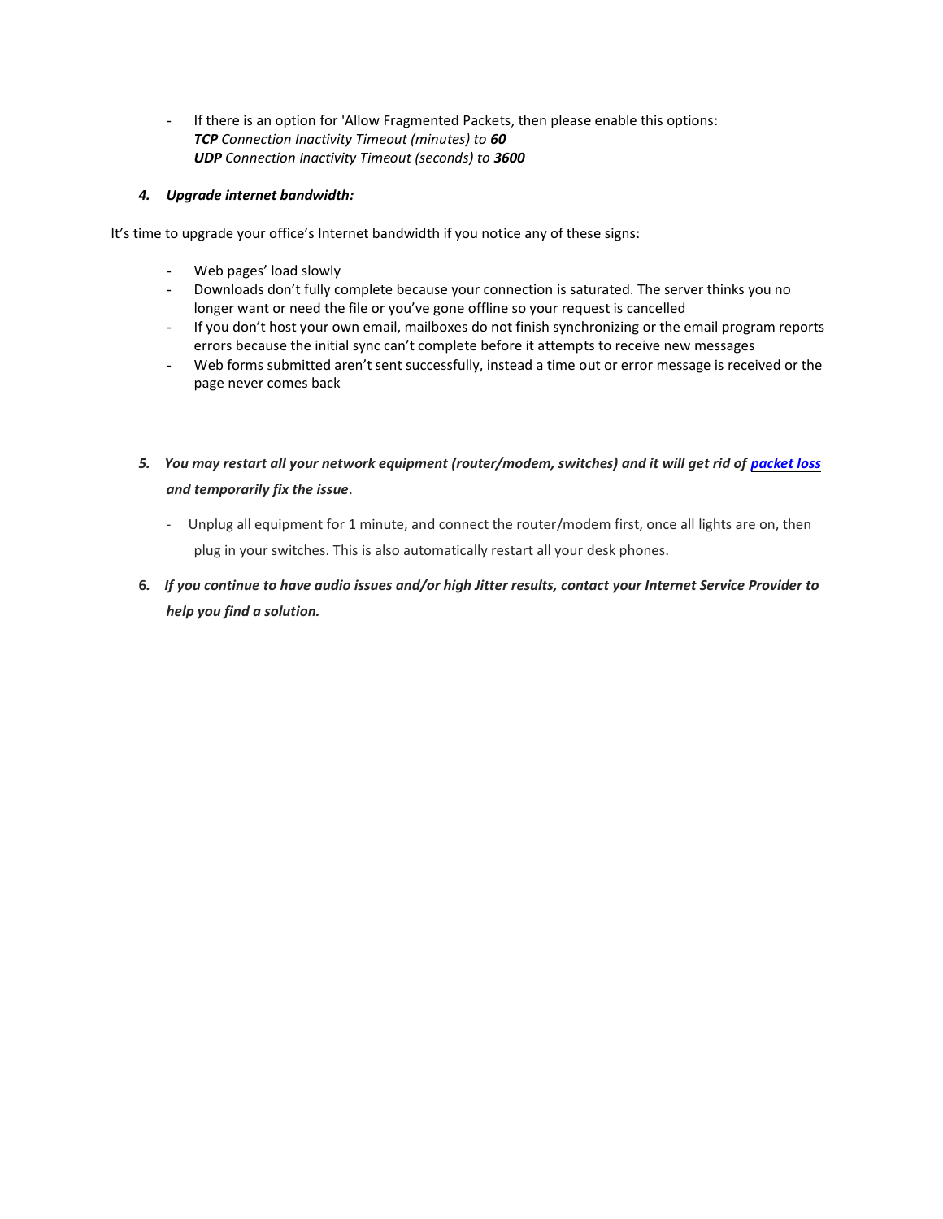- If there is an option for 'Allow Fragmented Packets, then please enable this options:
  ***TCP** Connection Inactivity Timeout (minutes) to **60***
  ***UDP** Connection Inactivity Timeout (seconds) to **3600***

4. ***Upgrade internet bandwidth:***

It's time to upgrade your office's Internet bandwidth if you notice any of these signs:

- Web pages' load slowly
- Downloads don't fully complete because your connection is saturated. The server thinks you no longer want or need the file or you've gone offline so your request is cancelled
- If you don't host your own email, mailboxes do not finish synchronizing or the email program reports errors because the initial sync can't complete before it attempts to receive new messages
- Web forms submitted aren't sent successfully, instead a time out or error message is received or the page never comes back

5. ***You may restart all your network equipment (router/modem, switches) and it will get rid of packet loss and temporarily fix the issue.***

   - Unplug all equipment for 1 minute, and connect the router/modem first, once all lights are on, then plug in your switches. This is also automatically restart all your desk phones.

6. ***If you continue to have audio issues and/or high Jitter results, contact your Internet Service Provider to help you find a solution.***